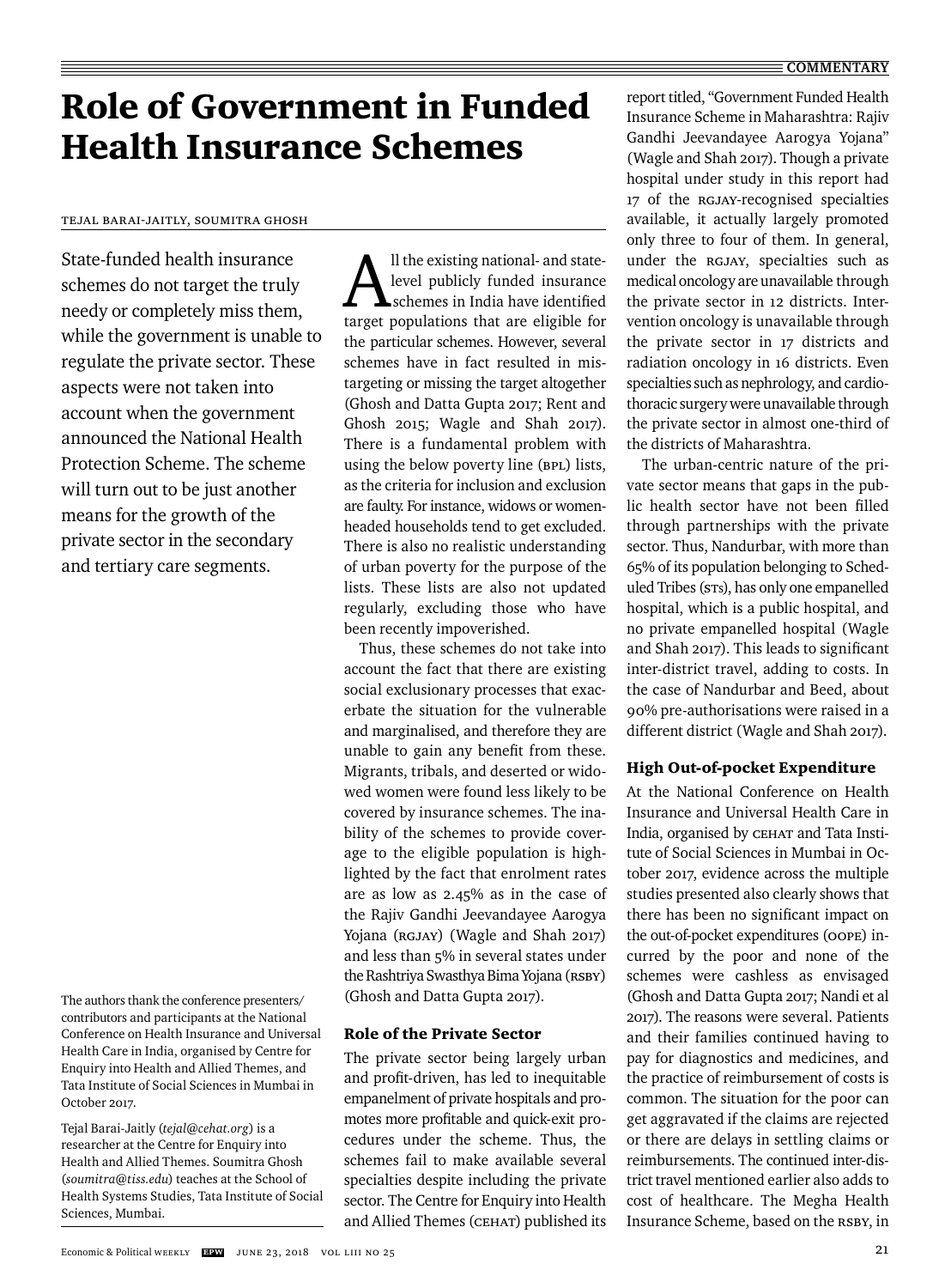# Role of Government in Funded Health Insurance Schemes

TEJAL BARAI-JAITLY, SOUMITRA GHOSH

State-funded health insurance schemes do not target the truly needy or completely miss them, while the government is unable to regulate the private sector. These aspects were not taken into account when the government announced the National Health Protection Scheme. The scheme will turn out to be just another means for the growth of the private sector in the secondary and tertiary care segments.

The authors thank the conference presenters/contributors and participants at the National Conference on Health Insurance and Universal Health Care in India, organised by Centre for Enquiry into Health and Allied Themes, and Tata Institute of Social Sciences in Mumbai in October 2017.

Tejal Barai-Jaitly (*tejal@cehat.org*) is a researcher at the Centre for Enquiry into Health and Allied Themes. Soumitra Ghosh (*soumitra@tiss.edu*) teaches at the School of Health Systems Studies, Tata Institute of Social Sciences, Mumbai.

All the existing national- and state-level publicly funded insurance schemes in India have identified target populations that are eligible for the particular schemes. However, several schemes have in fact resulted in mistargeting or missing the target altogether (Ghosh and Datta Gupta 2017; Rent and Ghosh 2015; Wagle and Shah 2017). There is a fundamental problem with using the below poverty line (BPL) lists, as the criteria for inclusion and exclusion are faulty. For instance, widows or women-headed households tend to get excluded. There is also no realistic understanding of urban poverty for the purpose of the lists. These lists are also not updated regularly, excluding those who have been recently impoverished.

Thus, these schemes do not take into account the fact that there are existing social exclusionary processes that exacerbate the situation for the vulnerable and marginalised, and therefore they are unable to gain any benefit from these. Migrants, tribals, and deserted or widowed women were found less likely to be covered by insurance schemes. The inability of the schemes to provide coverage to the eligible population is highlighted by the fact that enrolment rates are as low as 2.45% as in the case of the Rajiv Gandhi Jeevandayee Aarogya Yojana (RGJAY) (Wagle and Shah 2017) and less than 5% in several states under the Rashtriya Swasthya Bima Yojana (RSBY) (Ghosh and Datta Gupta 2017).

## Role of the Private Sector

The private sector being largely urban and profit-driven, has led to inequitable empanelment of private hospitals and promotes more profitable and quick-exit procedures under the scheme. Thus, the schemes fail to make available several specialties despite including the private sector. The Centre for Enquiry into Health and Allied Themes (CEHAT) published its report titled, "Government Funded Health Insurance Scheme in Maharashtra: Rajiv Gandhi Jeevandayee Aarogya Yojana" (Wagle and Shah 2017). Though a private hospital under study in this report had 17 of the RGJAY-recognised specialties available, it actually largely promoted only three to four of them. In general, under the RGJAY, specialties such as medical oncology are unavailable through the private sector in 12 districts. Intervention oncology is unavailable through the private sector in 17 districts and radiation oncology in 16 districts. Even specialties such as nephrology, and cardiothoracic surgery were unavailable through the private sector in almost one-third of the districts of Maharashtra.

The urban-centric nature of the private sector means that gaps in the public health sector have not been filled through partnerships with the private sector. Thus, Nandurbar, with more than 65% of its population belonging to Scheduled Tribes (STs), has only one empanelled hospital, which is a public hospital, and no private empanelled hospital (Wagle and Shah 2017). This leads to significant inter-district travel, adding to costs. In the case of Nandurbar and Beed, about 90% pre-authorisations were raised in a different district (Wagle and Shah 2017).

## High Out-of-pocket Expenditure

At the National Conference on Health Insurance and Universal Health Care in India, organised by CEHAT and Tata Institute of Social Sciences in Mumbai in October 2017, evidence across the multiple studies presented also clearly shows that there has been no significant impact on the out-of-pocket expenditures (OOPE) incurred by the poor and none of the schemes were cashless as envisaged (Ghosh and Datta Gupta 2017; Nandi et al 2017). The reasons were several. Patients and their families continued having to pay for diagnostics and medicines, and the practice of reimbursement of costs is common. The situation for the poor can get aggravated if the claims are rejected or there are delays in settling claims or reimbursements. The continued inter-district travel mentioned earlier also adds to cost of healthcare. The Megha Health Insurance Scheme, based on the RSBY, in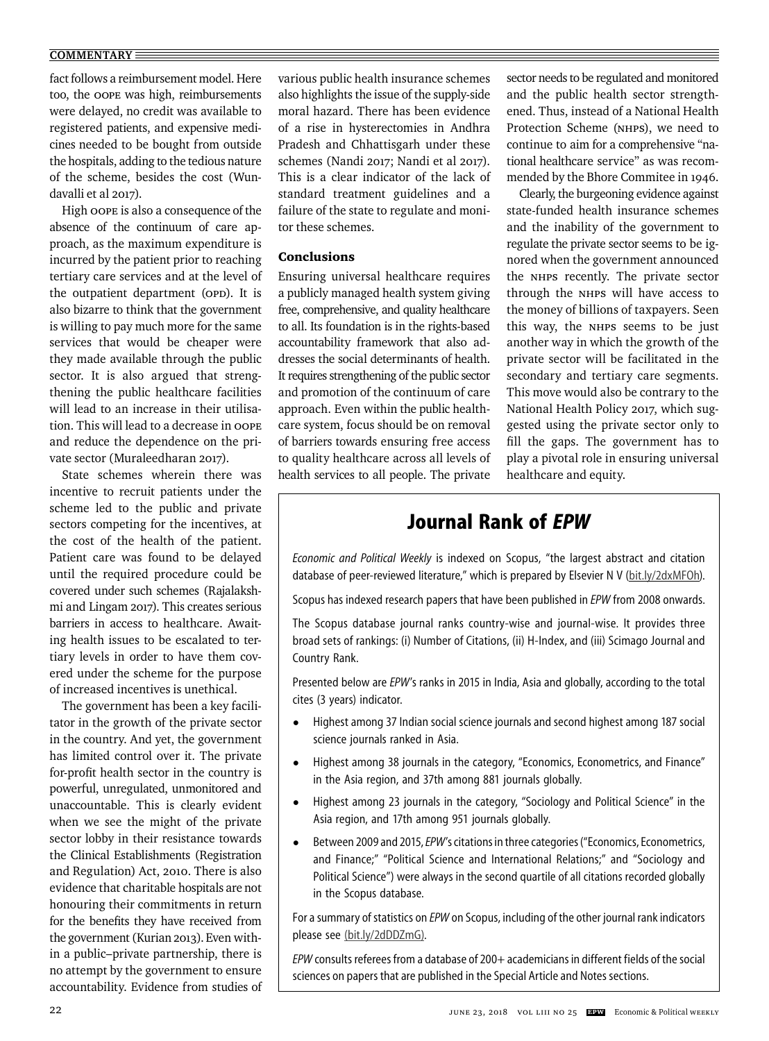fact follows a reimbursement model. Here too, the OOPE was high, reimbursements were delayed, no credit was available to registered patients, and expensive medicines needed to be bought from outside the hospitals, adding to the tedious nature of the scheme, besides the cost (Wundavalli et al 2017).

High OOPE is also a consequence of the absence of the continuum of care approach, as the maximum expenditure is incurred by the patient prior to reaching tertiary care services and at the level of the outpatient department (OPD). It is also bizarre to think that the government is willing to pay much more for the same services that would be cheaper were they made available through the public sector. It is also argued that strengthening the public healthcare facilities will lead to an increase in their utilisation. This will lead to a decrease in OOPE and reduce the dependence on the private sector (Muraleedharan 2017).

State schemes wherein there was incentive to recruit patients under the scheme led to the public and private sectors competing for the incentives, at the cost of the health of the patient. Patient care was found to be delayed until the required procedure could be covered under such schemes (Rajalakshmi and Lingam 2017). This creates serious barriers in access to healthcare. Awaiting health issues to be escalated to tertiary levels in order to have them covered under the scheme for the purpose of increased incentives is unethical.

The government has been a key facilitator in the growth of the private sector in the country. And yet, the government has limited control over it. The private for-profit health sector in the country is powerful, unregulated, unmonitored and unaccountable. This is clearly evident when we see the might of the private sector lobby in their resistance towards the Clinical Establishments (Registration and Regulation) Act, 2010. There is also evidence that charitable hospitals are not honouring their commitments in return for the benefits they have received from the government (Kurian 2013). Even within a public–private partnership, there is no attempt by the government to ensure accountability. Evidence from studies of various public health insurance schemes also highlights the issue of the supply-side moral hazard. There has been evidence of a rise in hysterectomies in Andhra Pradesh and Chhattisgarh under these schemes (Nandi 2017; Nandi et al 2017). This is a clear indicator of the lack of standard treatment guidelines and a failure of the state to regulate and monitor these schemes.

## Conclusions

Ensuring universal healthcare requires a publicly managed health system giving free, comprehensive, and quality healthcare to all. Its foundation is in the rights-based accountability framework that also addresses the social determinants of health. It requires strengthening of the public sector and promotion of the continuum of care approach. Even within the public healthcare system, focus should be on removal of barriers towards ensuring free access to quality healthcare across all levels of health services to all people. The private sector needs to be regulated and monitored and the public health sector strengthened. Thus, instead of a National Health Protection Scheme (NHPS), we need to continue to aim for a comprehensive "national healthcare service" as was recommended by the Bhore Commitee in 1946.

Clearly, the burgeoning evidence against state-funded health insurance schemes and the inability of the government to regulate the private sector seems to be ignored when the government announced the NHPS recently. The private sector through the NHPS will have access to the money of billions of taxpayers. Seen this way, the NHPS seems to be just another way in which the growth of the private sector will be facilitated in the secondary and tertiary care segments. This move would also be contrary to the National Health Policy 2017, which suggested using the private sector only to fill the gaps. The government has to play a pivotal role in ensuring universal healthcare and equity.

## Journal Rank of *EPW*

*Economic and Political Weekly* is indexed on Scopus, "the largest abstract and citation database of peer-reviewed literature," which is prepared by Elsevier N V (bit.ly/2dxMFOh).

Scopus has indexed research papers that have been published in *EPW* from 2008 onwards.

The Scopus database journal ranks country-wise and journal-wise. It provides three broad sets of rankings: (i) Number of Citations, (ii) H-Index, and (iii) Scimago Journal and Country Rank.

Presented below are *EPW*'s ranks in 2015 in India, Asia and globally, according to the total cites (3 years) indicator.

- Highest among 37 Indian social science journals and second highest among 187 social science journals ranked in Asia.
- Highest among 38 journals in the category, "Economics, Econometrics, and Finance" in the Asia region, and 37th among 881 journals globally.
- Highest among 23 journals in the category, "Sociology and Political Science" in the Asia region, and 17th among 951 journals globally.
- Between 2009 and 2015, *EPW*'s citations in three categories ("Economics, Econometrics, and Finance;" "Political Science and International Relations;" and "Sociology and Political Science") were always in the second quartile of all citations recorded globally in the Scopus database.

For a summary of statistics on *EPW* on Scopus, including of the other journal rank indicators please see (bit.ly/2dDDZmG).

*EPW* consults referees from a database of 200+ academicians in different fields of the social sciences on papers that are published in the Special Article and Notes sections.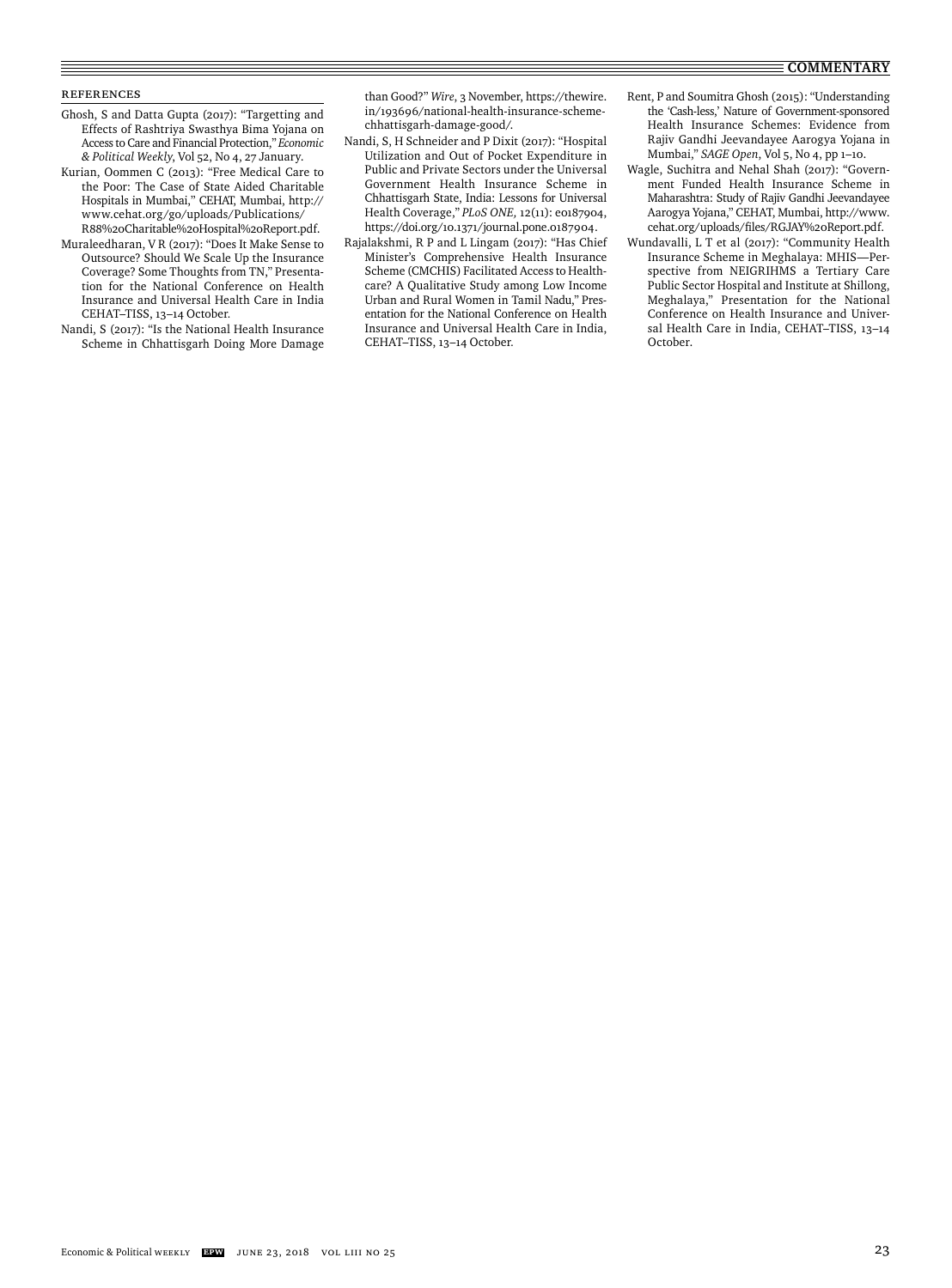## References

Ghosh, S and Datta Gupta (2017): "Targetting and Effects of Rashtriya Swasthya Bima Yojana on Access to Care and Financial Protection," *Economic & Political Weekly*, Vol 52, No 4, 27 January.

Kurian, Oommen C (2013): "Free Medical Care to the Poor: The Case of State Aided Charitable Hospitals in Mumbai," CEHAT, Mumbai, http://www.cehat.org/go/uploads/Publications/R88%20Charitable%20Hospital%20Report.pdf.

Muraleedharan, V R (2017): "Does It Make Sense to Outsource? Should We Scale Up the Insurance Coverage? Some Thoughts from TN," Presentation for the National Conference on Health Insurance and Universal Health Care in India CEHAT–TISS, 13–14 October.

Nandi, S (2017): "Is the National Health Insurance Scheme in Chhattisgarh Doing More Damage than Good?" *Wire*, 3 November, https://thewire.in/193696/national-health-insurance-scheme-chhattisgarh-damage-good/.

Nandi, S, H Schneider and P Dixit (2017): "Hospital Utilization and Out of Pocket Expenditure in Public and Private Sectors under the Universal Government Health Insurance Scheme in Chhattisgarh State, India: Lessons for Universal Health Coverage," *PLoS ONE*, 12(11): e0187904, https://doi.org/10.1371/journal.pone.0187904.

Rajalakshmi, R P and L Lingam (2017): "Has Chief Minister's Comprehensive Health Insurance Scheme (CMCHIS) Facilitated Access to Healthcare? A Qualitative Study among Low Income Urban and Rural Women in Tamil Nadu," Presentation for the National Conference on Health Insurance and Universal Health Care in India, CEHAT–TISS, 13–14 October.

Rent, P and Soumitra Ghosh (2015): "Understanding the 'Cash-less,' Nature of Government-sponsored Health Insurance Schemes: Evidence from Rajiv Gandhi Jeevandayee Aarogya Yojana in Mumbai," *SAGE Open*, Vol 5, No 4, pp 1–10.

Wagle, Suchitra and Nehal Shah (2017): "Government Funded Health Insurance Scheme in Maharashtra: Study of Rajiv Gandhi Jeevandayee Aarogya Yojana," CEHAT, Mumbai, http://www.cehat.org/uploads/files/RGJAY%20Report.pdf.

Wundavalli, L T et al (2017): "Community Health Insurance Scheme in Meghalaya: MHIS—Perspective from NEIGRIHMS a Tertiary Care Public Sector Hospital and Institute at Shillong, Meghalaya," Presentation for the National Conference on Health Insurance and Universal Health Care in India, CEHAT–TISS, 13–14 October.